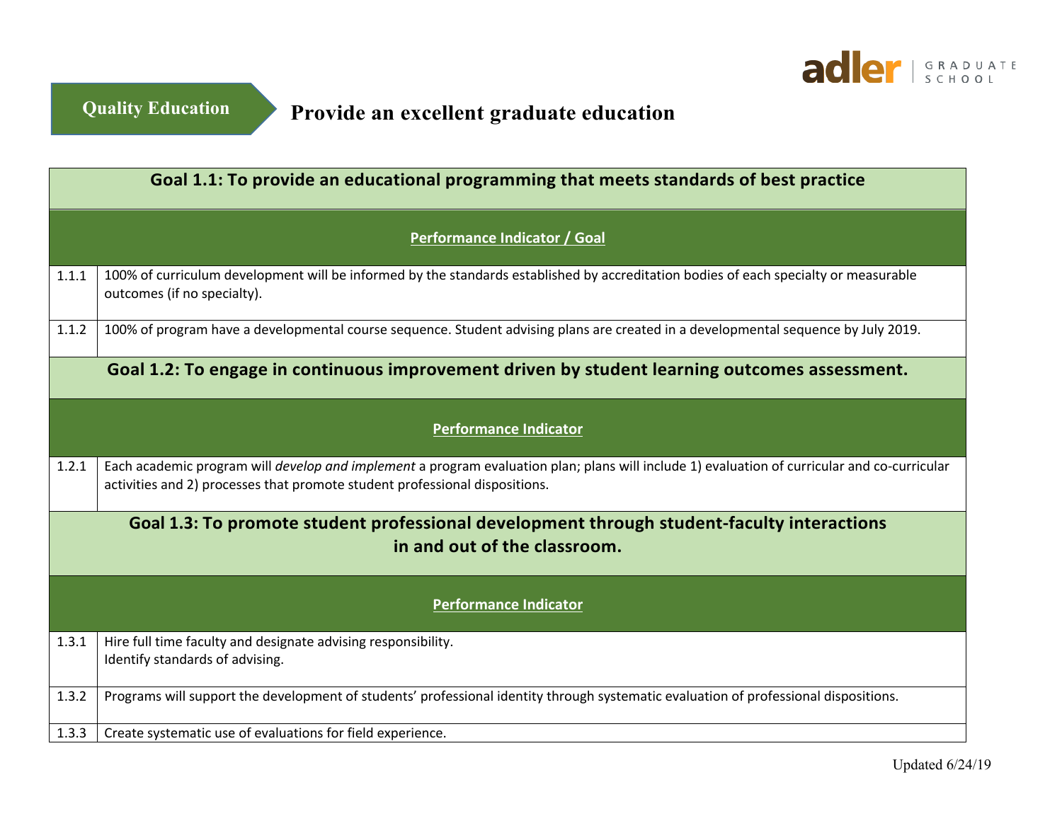adler GRADUATE SCHOOL

**Quality Education** — **Provide an excellent graduate education**

## Goal 1.1: To provide an educational programming that meets standards of best practice

| | Performance Indicator / Goal |
|---|---|
| 1.1.1 | 100% of curriculum development will be informed by the standards established by accreditation bodies of each specialty or measurable outcomes (if no specialty). |
| 1.1.2 | 100% of program have a developmental course sequence. Student advising plans are created in a developmental sequence by July 2019. |

## Goal 1.2: To engage in continuous improvement driven by student learning outcomes assessment.

| | Performance Indicator |
|---|---|
| 1.2.1 | Each academic program will *develop and implement* a program evaluation plan; plans will include 1) evaluation of curricular and co-curricular activities and 2) processes that promote student professional dispositions. |

## Goal 1.3: To promote student professional development through student-faculty interactions in and out of the classroom.

| | Performance Indicator |
|---|---|
| 1.3.1 | Hire full time faculty and designate advising responsibility.<br>Identify standards of advising. |
| 1.3.2 | Programs will support the development of students' professional identity through systematic evaluation of professional dispositions. |
| 1.3.3 | Create systematic use of evaluations for field experience. |

Updated 6/24/19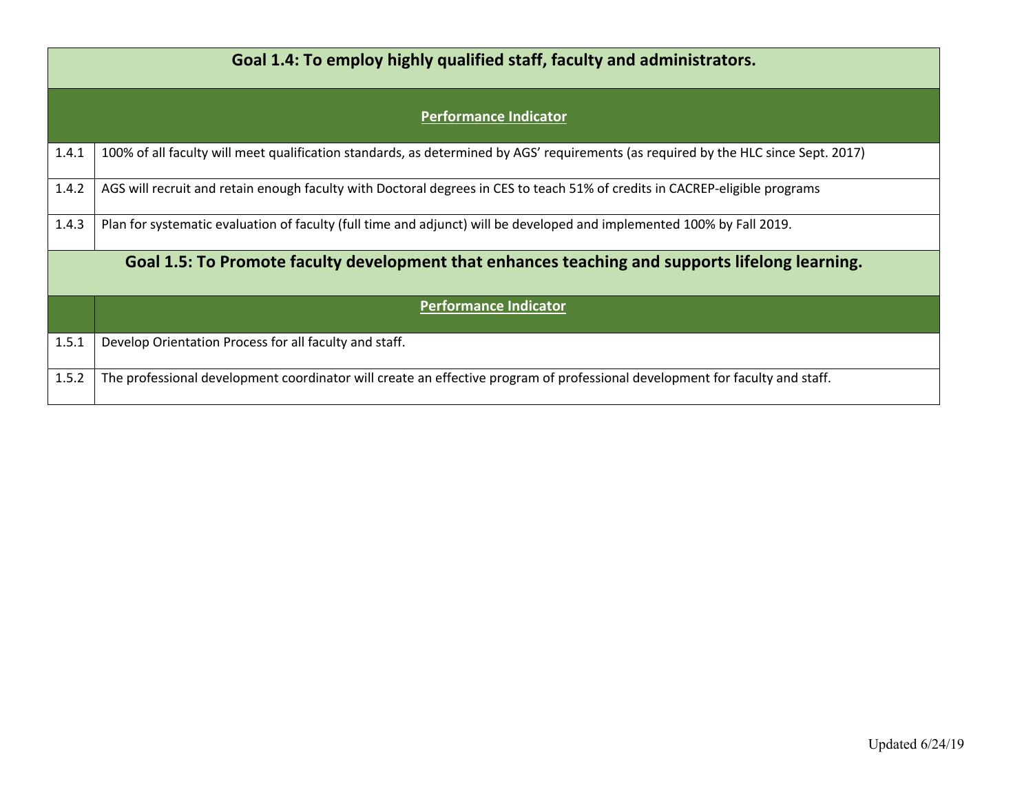| | |
|---|---|
| **Goal 1.4: To employ highly qualified staff, faculty and administrators.** | |
| | **Performance Indicator** |
| 1.4.1 | 100% of all faculty will meet qualification standards, as determined by AGS' requirements (as required by the HLC since Sept. 2017) |
| 1.4.2 | AGS will recruit and retain enough faculty with Doctoral degrees in CES to teach 51% of credits in CACREP-eligible programs |
| 1.4.3 | Plan for systematic evaluation of faculty (full time and adjunct) will be developed and implemented 100% by Fall 2019. |
| **Goal 1.5: To Promote faculty development that enhances teaching and supports lifelong learning.** | |
| | **Performance Indicator** |
| 1.5.1 | Develop Orientation Process for all faculty and staff. |
| 1.5.2 | The professional development coordinator will create an effective program of professional development for faculty and staff. |

Updated 6/24/19